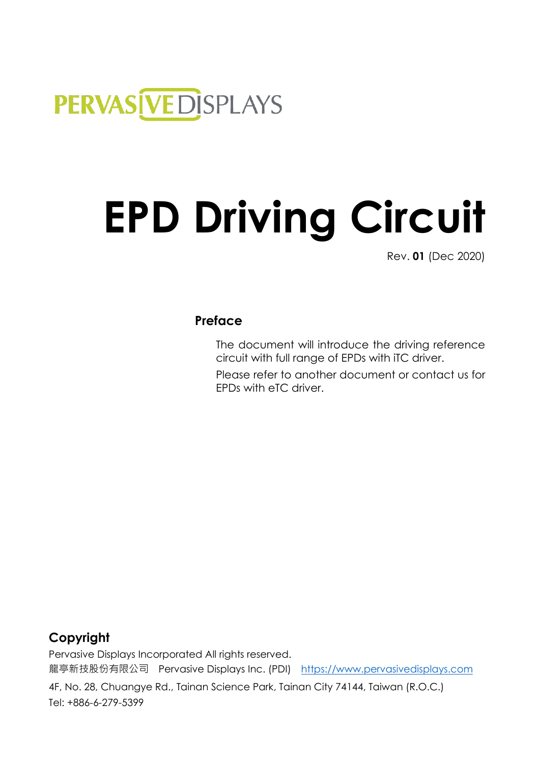PERVASIVE DISPLAYS

# EPD Driving Circuit

Rev. **01** (Dec 2020)

### Preface

The document will introduce the driving reference circuit with full range of EPDs with iTC driver.

Please refer to another document or contact us for EPDs with eTC driver.

### Copyright

Pervasive Displays Incorporated All rights reserved.

龍亭新技股份有限公司 Pervasive Displays Inc. (PDI) https://www.pervasivedisplays.com

4F, No. 28, Chuangye Rd., Tainan Science Park, Tainan City 74144, Taiwan (R.O.C.)

Tel: +886-6-279-5399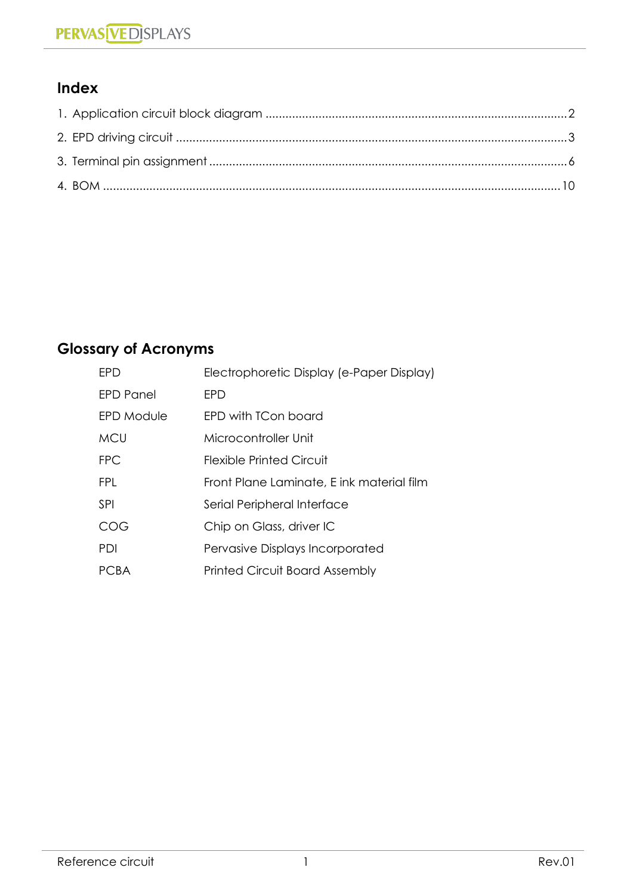## Index

1. Application circuit block diagram ........................................................................................2
2. EPD driving circuit ...................................................................................................................3
3. Terminal pin assignment .........................................................................................................6
4. BOM ......................................................................................................................................10

## Glossary of Acronyms

| | |
|---|---|
| EPD | Electrophoretic Display (e-Paper Display) |
| EPD Panel | EPD |
| EPD Module | EPD with TCon board |
| MCU | Microcontroller Unit |
| FPC | Flexible Printed Circuit |
| FPL | Front Plane Laminate, E ink material film |
| SPI | Serial Peripheral Interface |
| COG | Chip on Glass, driver IC |
| PDI | Pervasive Displays Incorporated |
| PCBA | Printed Circuit Board Assembly |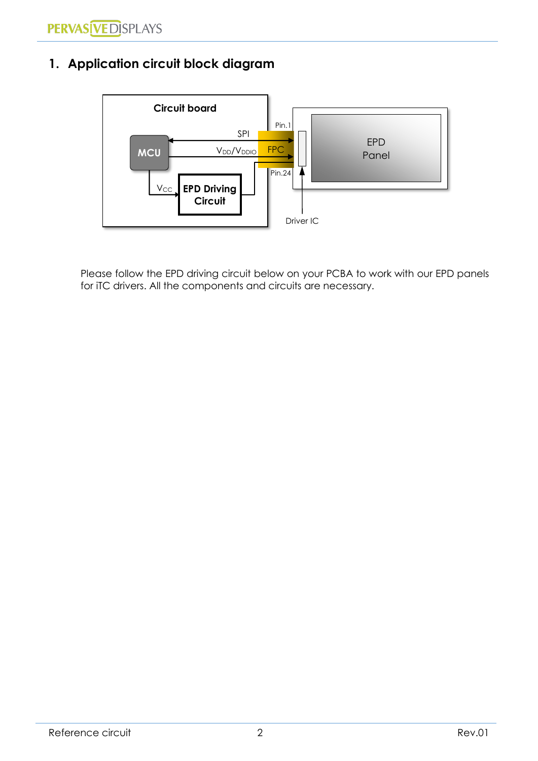# 1. Application circuit block diagram

Please follow the EPD driving circuit below on your PCBA to work with our EPD panels for iTC drivers. All the components and circuits are necessary.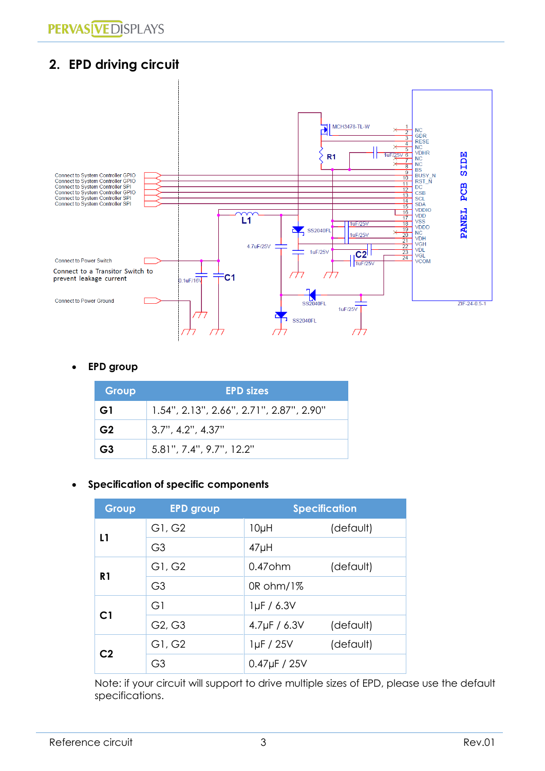## 2. EPD driving circuit

- **EPD group**

| Group | EPD sizes |
|---|---|
| **G1** | 1.54", 2.13", 2.66", 2.71", 2.87", 2.90" |
| **G2** | 3.7", 4.2", 4.37" |
| **G3** | 5.81", 7.4", 9.7", 12.2" |

- **Specification of specific components**

| Group | EPD group | Specification |
|---|---|---|
| **L1** | G1, G2 | 10µH (default) |
| | G3 | 47µH |
| **R1** | G1, G2 | 0.47ohm (default) |
| | G3 | 0R ohm/1% |
| **C1** | G1 | 1µF / 6.3V |
| | G2, G3 | 4.7µF / 6.3V (default) |
| **C2** | G1, G2 | 1µF / 25V (default) |
| | G3 | 0.47µF / 25V |

Note: if your circuit will support to drive multiple sizes of EPD, please use the default specifications.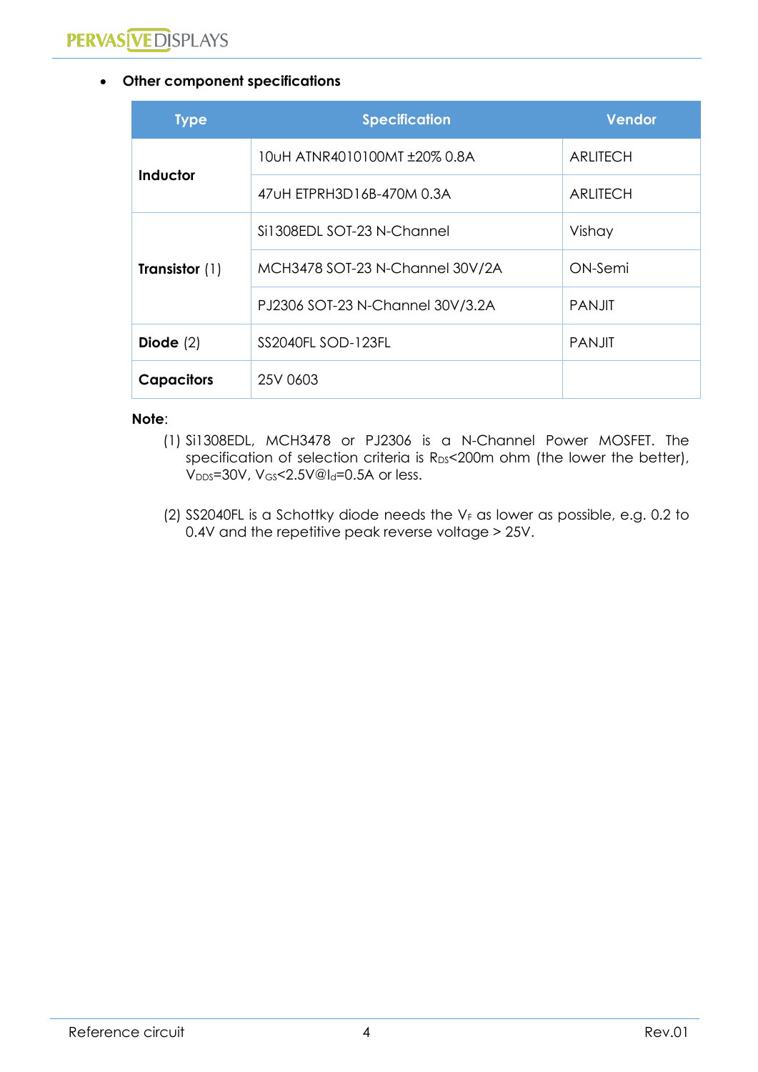- **Other component specifications**

| Type | Specification | Vendor |
|---|---|---|
| **Inductor** | 10uH ATNR4010100MT ±20% 0.8A | ARLITECH |
| | 47uH ETPRH3D16B-470M 0.3A | ARLITECH |
| **Transistor** (1) | Si1308EDL SOT-23 N-Channel | Vishay |
| | MCH3478 SOT-23 N-Channel 30V/2A | ON-Semi |
| | PJ2306 SOT-23 N-Channel 30V/3.2A | PANJIT |
| **Diode** (2) | SS2040FL SOD-123FL | PANJIT |
| **Capacitors** | 25V 0603 | |

**Note**:

(1) Si1308EDL, MCH3478 or PJ2306 is a N-Channel Power MOSFET. The specification of selection criteria is $R_{DS}$<200m ohm (the lower the better), $V_{DDS}$=30V, $V_{GS}$<2.5V@$I_d$=0.5A or less.

(2) SS2040FL is a Schottky diode needs the $V_F$ as lower as possible, e.g. 0.2 to 0.4V and the repetitive peak reverse voltage > 25V.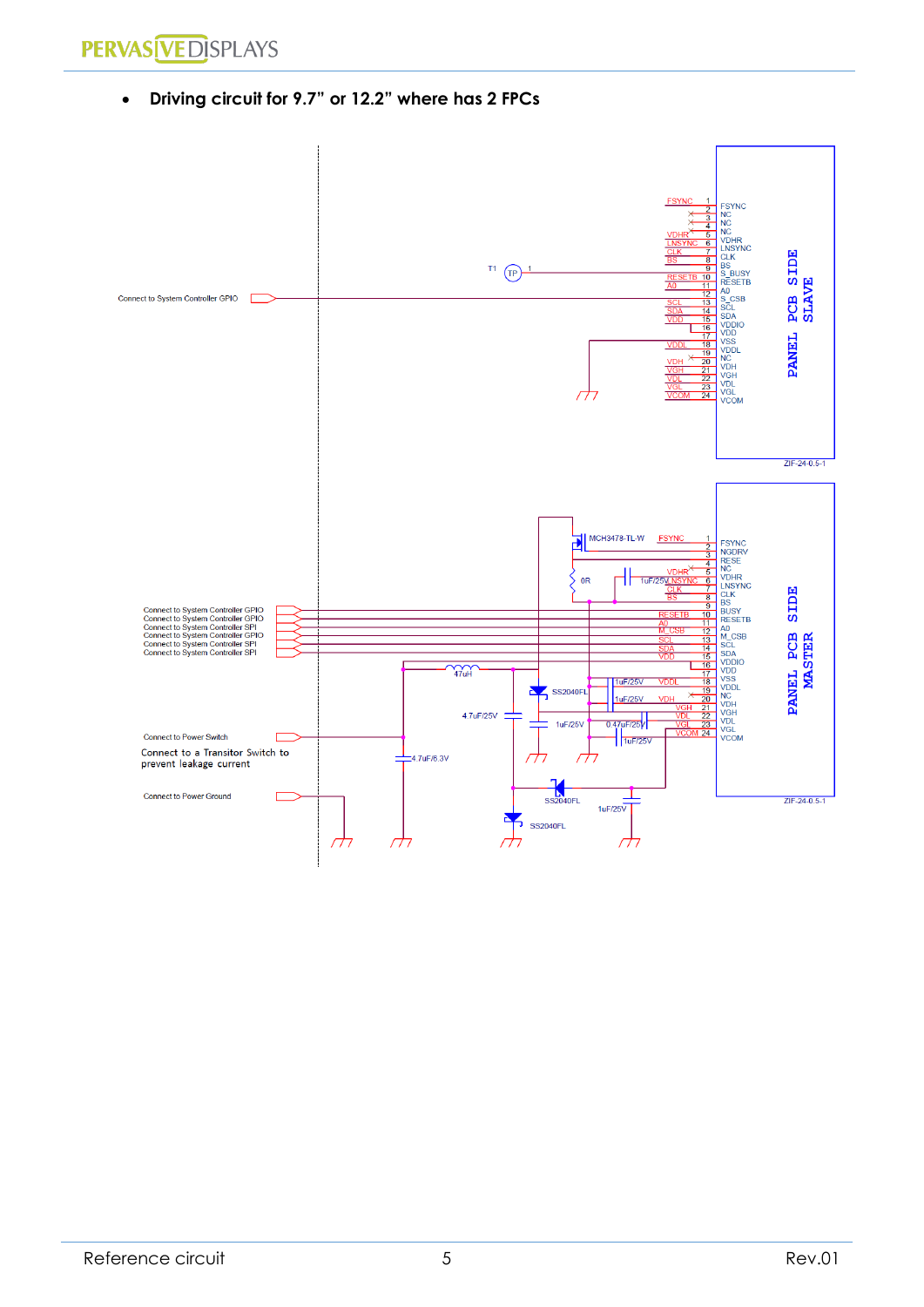- **Driving circuit for 9.7" or 12.2" where has 2 FPCs**

Connect to System Controller GPIO

T1 TP 1

FSYNC 1, 2, 3, 4, VDHR 5, LNSYNC 6, CLK 7, BS 8, 9, RESETB 10, A0 11, 12, SCL 13, SDA 14, VDD 15, 16, 17, VDDL 18, 19, VDH 20, VGH 21, VDL 22, VGL 23, VCOM 24

FSYNC, NC, NC, NC, VDHR, LNSYNC, CLK, BS, S_BUSY, RESETB, A0, S_CSB, SCL, SDA, VDDIO, VDD, VSS, VDDL, NC, VDH, VGH, VDL, VGL, VCOM

PANEL PCB SIDE SLAVE

ZIF-24-0.5-1

MCH3478-TL-W

0R

1uF/25V

Connect to System Controller GPIO
Connect to System Controller GPIO
Connect to System Controller SPI
Connect to System Controller GPIO
Connect to System Controller SPI
Connect to System Controller SPI

47uH

SS2040FL

4.7uF/25V

1uF/25V

1uF/25V

1uF/25V

0.47uF/25V

1uF/25V

Connect to Power Switch

Connect to a Transitor Switch to prevent leakage current

4.7uF/6.3V

Connect to Power Ground

SS2040FL

1uF/25V

SS2040FL

FSYNC 1, 2, 3, 4, VDHR 5, LNSYNC 6, CLK 7, BS 8, 9, RESETB 10, A0 11, M_CSB 12, SCL 13, SDA 14, VDD 15, 16, 17, VDDL 18, 19, VDH 20, VGH 21, VDL 22, VGL 23, VCOM 24

FSYNC, NGDRV, RESE, NC, VDHR, LNSYNC, CLK, BS, BUSY, RESETB, A0, M_CSB, SCL, SDA, VDDIO, VDD, VSS, VDDL, NC, VDH, VGH, VDL, VGL, VCOM

PANEL PCB SIDE MASTER

ZIF-24-0.5-1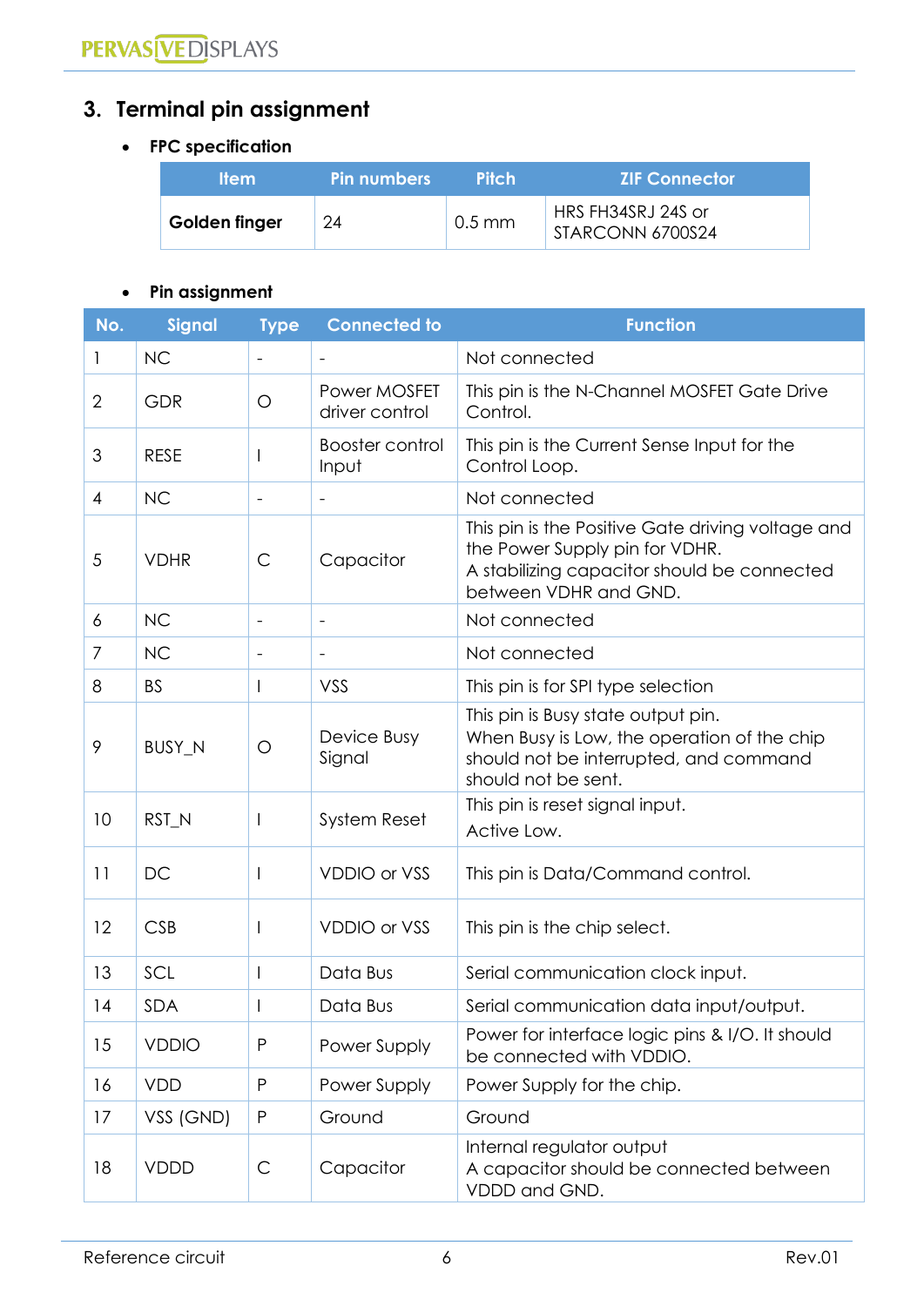## 3. Terminal pin assignment

- **FPC specification**

| Item | Pin numbers | Pitch | ZIF Connector |
|---|---|---|---|
| **Golden finger** | 24 | 0.5 mm | HRS FH34SRJ 24S or STARCONN 6700S24 |

- **Pin assignment**

| No. | Signal | Type | Connected to | Function |
|---|---|---|---|---|
| 1 | NC | - | - | Not connected |
| 2 | GDR | O | Power MOSFET driver control | This pin is the N-Channel MOSFET Gate Drive Control. |
| 3 | RESE | I | Booster control Input | This pin is the Current Sense Input for the Control Loop. |
| 4 | NC | - | - | Not connected |
| 5 | VDHR | C | Capacitor | This pin is the Positive Gate driving voltage and the Power Supply pin for VDHR. A stabilizing capacitor should be connected between VDHR and GND. |
| 6 | NC | - | - | Not connected |
| 7 | NC | - | - | Not connected |
| 8 | BS | I | VSS | This pin is for SPI type selection |
| 9 | BUSY_N | O | Device Busy Signal | This pin is Busy state output pin. When Busy is Low, the operation of the chip should not be interrupted, and command should not be sent. |
| 10 | RST_N | I | System Reset | This pin is reset signal input. Active Low. |
| 11 | DC | I | VDDIO or VSS | This pin is Data/Command control. |
| 12 | CSB | I | VDDIO or VSS | This pin is the chip select. |
| 13 | SCL | I | Data Bus | Serial communication clock input. |
| 14 | SDA | I | Data Bus | Serial communication data input/output. |
| 15 | VDDIO | P | Power Supply | Power for interface logic pins & I/O. It should be connected with VDDIO. |
| 16 | VDD | P | Power Supply | Power Supply for the chip. |
| 17 | VSS (GND) | P | Ground | Ground |
| 18 | VDDD | C | Capacitor | Internal regulator output A capacitor should be connected between VDDD and GND. |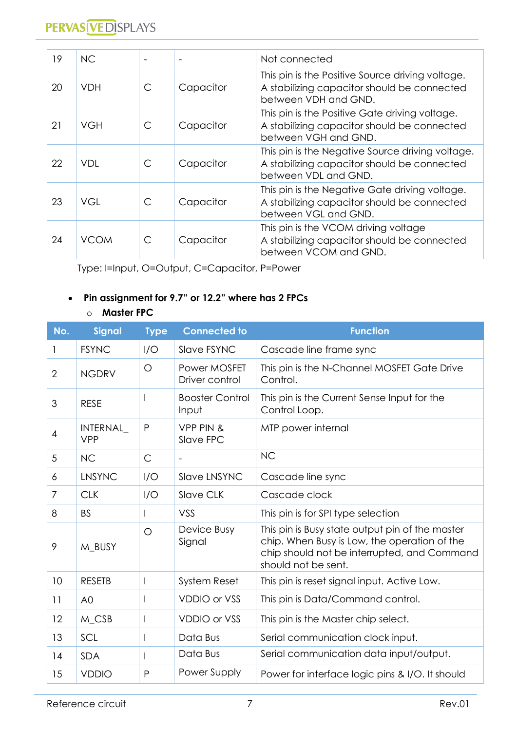| 19 | NC | - | - | Not connected |
|---|---|---|---|---|
| 20 | VDH | C | Capacitor | This pin is the Positive Source driving voltage. A stabilizing capacitor should be connected between VDH and GND. |
| 21 | VGH | C | Capacitor | This pin is the Positive Gate driving voltage. A stabilizing capacitor should be connected between VGH and GND. |
| 22 | VDL | C | Capacitor | This pin is the Negative Source driving voltage. A stabilizing capacitor should be connected between VDL and GND. |
| 23 | VGL | C | Capacitor | This pin is the Negative Gate driving voltage. A stabilizing capacitor should be connected between VGL and GND. |
| 24 | VCOM | C | Capacitor | This pin is the VCOM driving voltage A stabilizing capacitor should be connected between VCOM and GND. |

Type: I=Input, O=Output, C=Capacitor, P=Power

- **Pin assignment for 9.7" or 12.2" where has 2 FPCs**
  - **Master FPC**

| No. | Signal | Type | Connected to | Function |
|---|---|---|---|---|
| 1 | FSYNC | I/O | Slave FSYNC | Cascade line frame sync |
| 2 | NGDRV | O | Power MOSFET Driver control | This pin is the N-Channel MOSFET Gate Drive Control. |
| 3 | RESE | I | Booster Control Input | This pin is the Current Sense Input for the Control Loop. |
| 4 | INTERNAL_VPP | P | VPP PIN & Slave FPC | MTP power internal |
| 5 | NC | C | - | NC |
| 6 | LNSYNC | I/O | Slave LNSYNC | Cascade line sync |
| 7 | CLK | I/O | Slave CLK | Cascade clock |
| 8 | BS | I | VSS | This pin is for SPI type selection |
| 9 | M_BUSY | O | Device Busy Signal | This pin is Busy state output pin of the master chip. When Busy is Low, the operation of the chip should not be interrupted, and Command should not be sent. |
| 10 | RESETB | I | System Reset | This pin is reset signal input. Active Low. |
| 11 | A0 | I | VDDIO or VSS | This pin is Data/Command control. |
| 12 | M_CSB | I | VDDIO or VSS | This pin is the Master chip select. |
| 13 | SCL | I | Data Bus | Serial communication clock input. |
| 14 | SDA | I | Data Bus | Serial communication data input/output. |
| 15 | VDDIO | P | Power Supply | Power for interface logic pins & I/O. It should |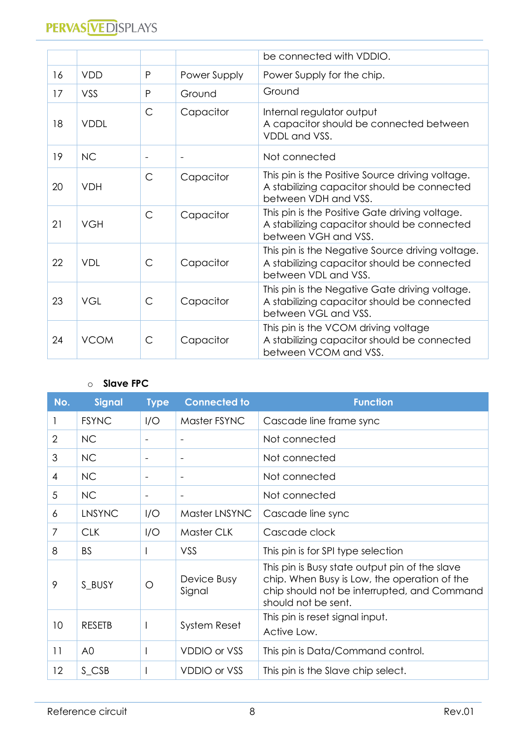|  |  |  |  | be connected with VDDIO. |
|---|---|---|---|---|
| 16 | VDD | P | Power Supply | Power Supply for the chip. |
| 17 | VSS | P | Ground | Ground |
| 18 | VDDL | C | Capacitor | Internal regulator output<br>A capacitor should be connected between VDDL and VSS. |
| 19 | NC | - | - | Not connected |
| 20 | VDH | C | Capacitor | This pin is the Positive Source driving voltage.<br>A stabilizing capacitor should be connected between VDH and VSS. |
| 21 | VGH | C | Capacitor | This pin is the Positive Gate driving voltage.<br>A stabilizing capacitor should be connected between VGH and VSS. |
| 22 | VDL | C | Capacitor | This pin is the Negative Source driving voltage.<br>A stabilizing capacitor should be connected between VDL and VSS. |
| 23 | VGL | C | Capacitor | This pin is the Negative Gate driving voltage.<br>A stabilizing capacitor should be connected between VGL and VSS. |
| 24 | VCOM | C | Capacitor | This pin is the VCOM driving voltage<br>A stabilizing capacitor should be connected between VCOM and VSS. |

- **Slave FPC**

| No. | Signal | Type | Connected to | Function |
|---|---|---|---|---|
| 1 | FSYNC | I/O | Master FSYNC | Cascade line frame sync |
| 2 | NC | - | - | Not connected |
| 3 | NC | - | - | Not connected |
| 4 | NC | - | - | Not connected |
| 5 | NC | - | - | Not connected |
| 6 | LNSYNC | I/O | Master LNSYNC | Cascade line sync |
| 7 | CLK | I/O | Master CLK | Cascade clock |
| 8 | BS | I | VSS | This pin is for SPI type selection |
| 9 | S_BUSY | O | Device Busy Signal | This pin is Busy state output pin of the slave chip. When Busy is Low, the operation of the chip should not be interrupted, and Command should not be sent. |
| 10 | RESETB | I | System Reset | This pin is reset signal input.<br>Active Low. |
| 11 | A0 | I | VDDIO or VSS | This pin is Data/Command control. |
| 12 | S_CSB | I | VDDIO or VSS | This pin is the Slave chip select. |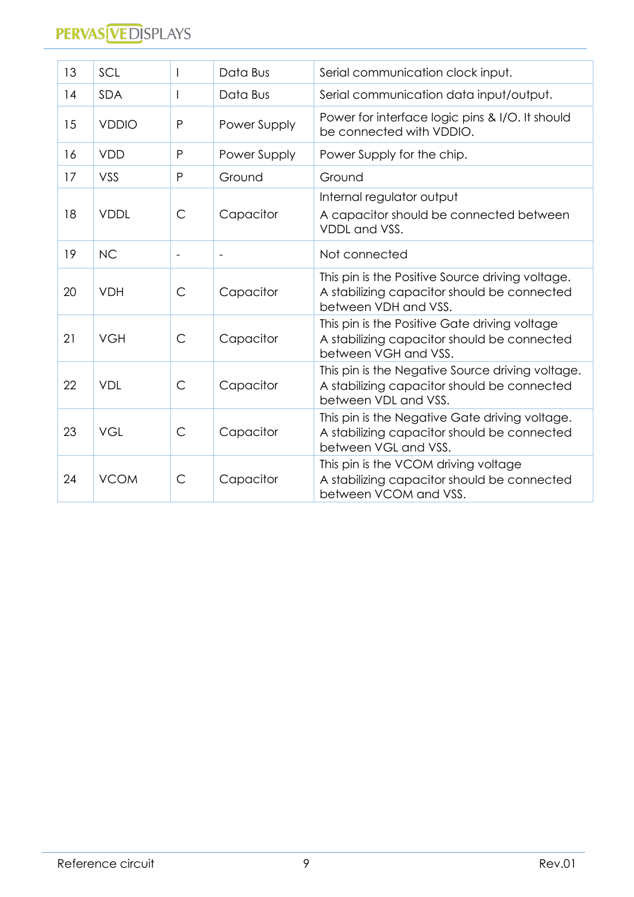| 13 | SCL | I | Data Bus | Serial communication clock input. |
|---|---|---|---|---|
| 14 | SDA | I | Data Bus | Serial communication data input/output. |
| 15 | VDDIO | P | Power Supply | Power for interface logic pins & I/O. It should be connected with VDDIO. |
| 16 | VDD | P | Power Supply | Power Supply for the chip. |
| 17 | VSS | P | Ground | Ground |
| 18 | VDDL | C | Capacitor | Internal regulator output<br>A capacitor should be connected between VDDL and VSS. |
| 19 | NC | - | - | Not connected |
| 20 | VDH | C | Capacitor | This pin is the Positive Source driving voltage. A stabilizing capacitor should be connected between VDH and VSS. |
| 21 | VGH | C | Capacitor | This pin is the Positive Gate driving voltage A stabilizing capacitor should be connected between VGH and VSS. |
| 22 | VDL | C | Capacitor | This pin is the Negative Source driving voltage. A stabilizing capacitor should be connected between VDL and VSS. |
| 23 | VGL | C | Capacitor | This pin is the Negative Gate driving voltage. A stabilizing capacitor should be connected between VGL and VSS. |
| 24 | VCOM | C | Capacitor | This pin is the VCOM driving voltage A stabilizing capacitor should be connected between VCOM and VSS. |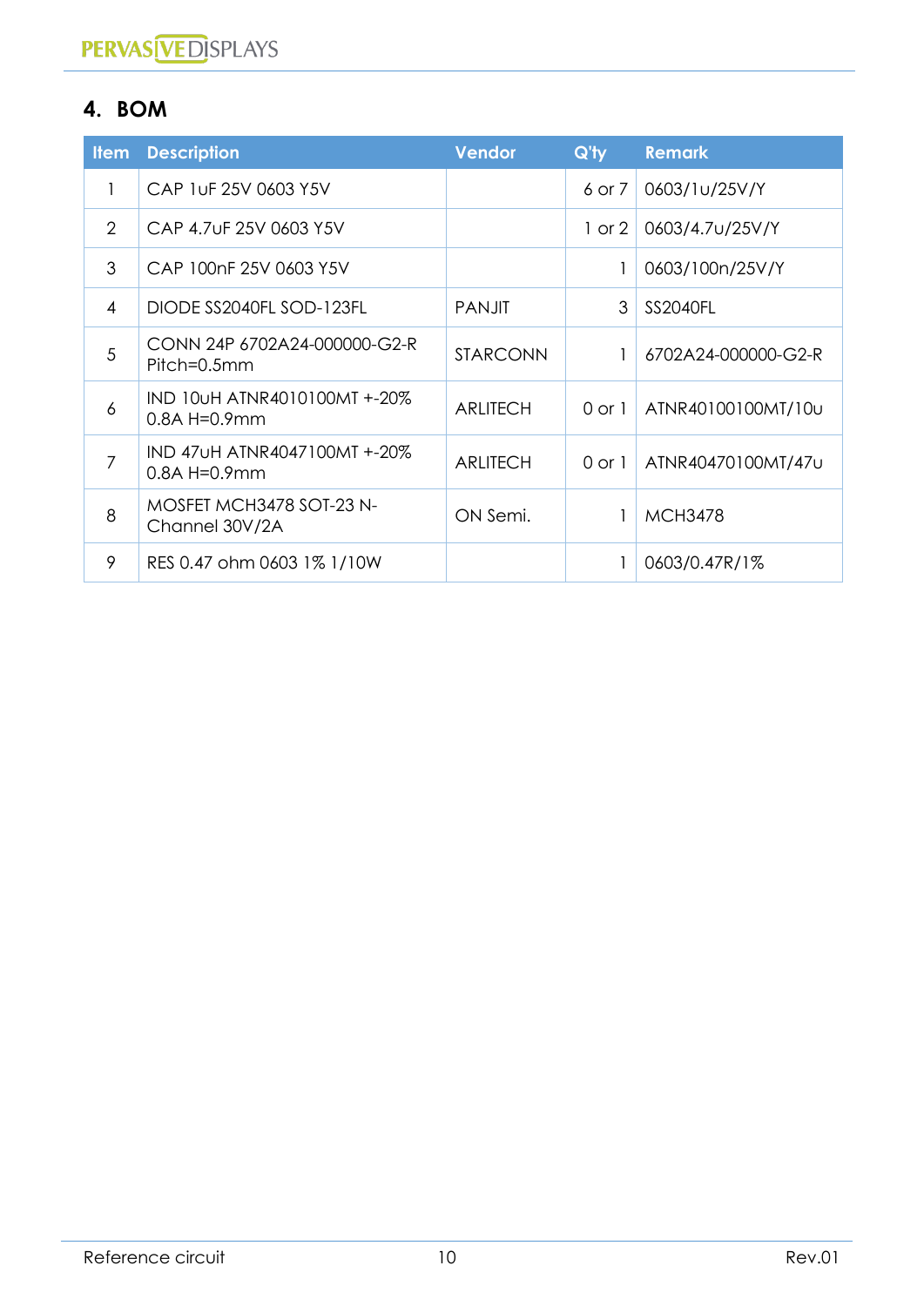## 4. BOM

| Item | Description | Vendor | Q'ty | Remark |
|---|---|---|---|---|
| 1 | CAP 1uF 25V 0603 Y5V | | 6 or 7 | 0603/1u/25V/Y |
| 2 | CAP 4.7uF 25V 0603 Y5V | | 1 or 2 | 0603/4.7u/25V/Y |
| 3 | CAP 100nF 25V 0603 Y5V | | 1 | 0603/100n/25V/Y |
| 4 | DIODE SS2040FL SOD-123FL | PANJIT | 3 | SS2040FL |
| 5 | CONN 24P 6702A24-000000-G2-R Pitch=0.5mm | STARCONN | 1 | 6702A24-000000-G2-R |
| 6 | IND 10uH ATNR4010100MT +-20% 0.8A H=0.9mm | ARLITECH | 0 or 1 | ATNR40100100MT/10u |
| 7 | IND 47uH ATNR4047100MT +-20% 0.8A H=0.9mm | ARLITECH | 0 or 1 | ATNR40470100MT/47u |
| 8 | MOSFET MCH3478 SOT-23 N-Channel 30V/2A | ON Semi. | 1 | MCH3478 |
| 9 | RES 0.47 ohm 0603 1% 1/10W | | 1 | 0603/0.47R/1% |